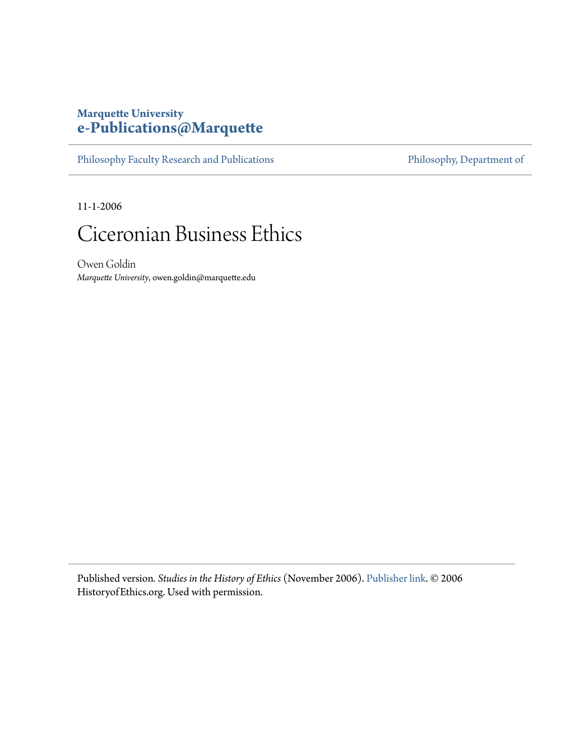**Marquette University**
**e-Publications@Marquette**

Philosophy Faculty Research and Publications | Philosophy, Department of

11-1-2006

# Ciceronian Business Ethics

Owen Goldin
*Marquette University*, owen.goldin@marquette.edu

Published version. *Studies in the History of Ethics* (November 2006). Publisher link. © 2006 HistoryofEthics.org. Used with permission.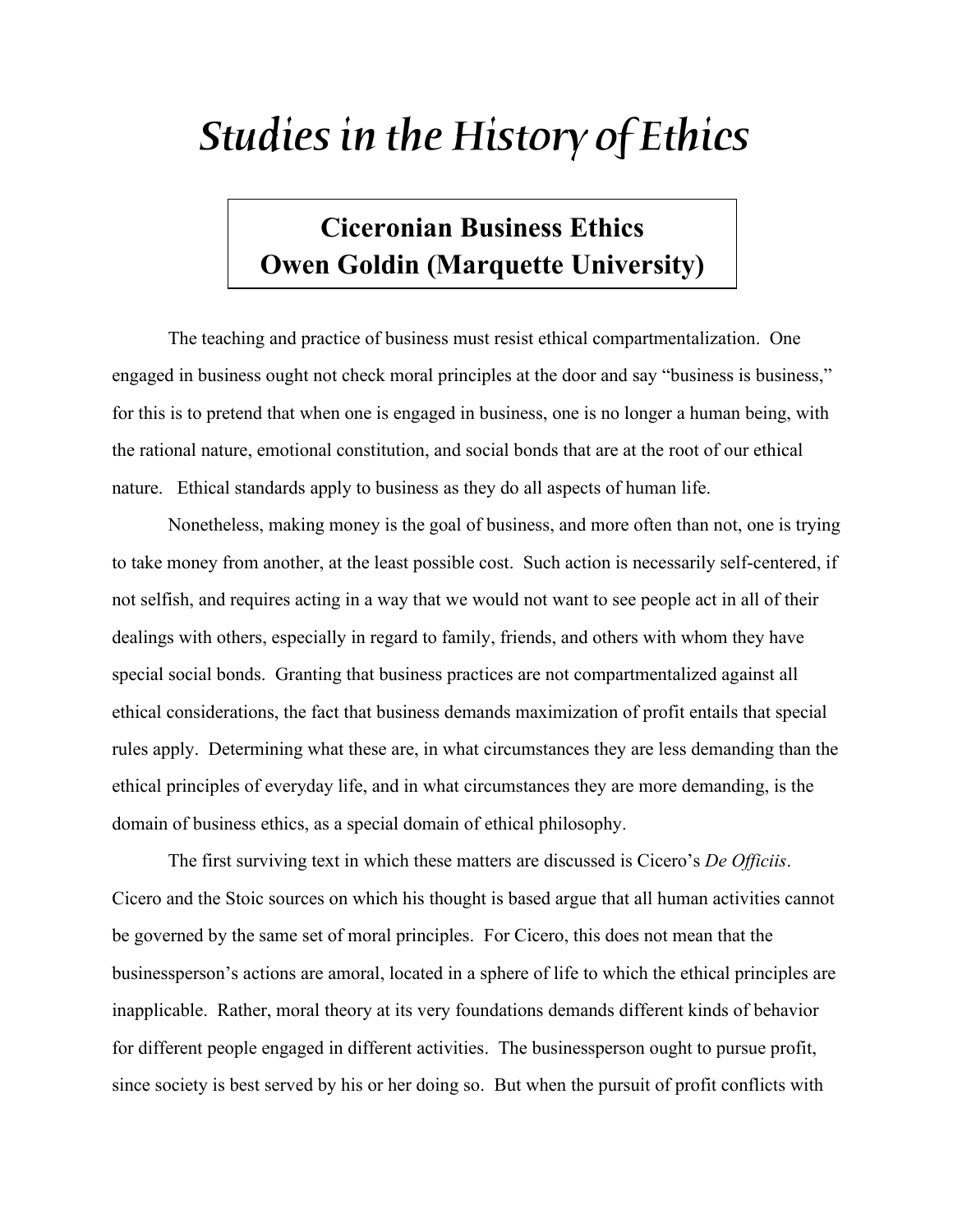# *Studies in the History of Ethics*

## Ciceronian Business Ethics
## Owen Goldin (Marquette University)

The teaching and practice of business must resist ethical compartmentalization. One engaged in business ought not check moral principles at the door and say "business is business," for this is to pretend that when one is engaged in business, one is no longer a human being, with the rational nature, emotional constitution, and social bonds that are at the root of our ethical nature. Ethical standards apply to business as they do all aspects of human life.

Nonetheless, making money is the goal of business, and more often than not, one is trying to take money from another, at the least possible cost. Such action is necessarily self-centered, if not selfish, and requires acting in a way that we would not want to see people act in all of their dealings with others, especially in regard to family, friends, and others with whom they have special social bonds. Granting that business practices are not compartmentalized against all ethical considerations, the fact that business demands maximization of profit entails that special rules apply. Determining what these are, in what circumstances they are less demanding than the ethical principles of everyday life, and in what circumstances they are more demanding, is the domain of business ethics, as a special domain of ethical philosophy.

The first surviving text in which these matters are discussed is Cicero's *De Officiis*. Cicero and the Stoic sources on which his thought is based argue that all human activities cannot be governed by the same set of moral principles. For Cicero, this does not mean that the businessperson's actions are amoral, located in a sphere of life to which the ethical principles are inapplicable. Rather, moral theory at its very foundations demands different kinds of behavior for different people engaged in different activities. The businessperson ought to pursue profit, since society is best served by his or her doing so. But when the pursuit of profit conflicts with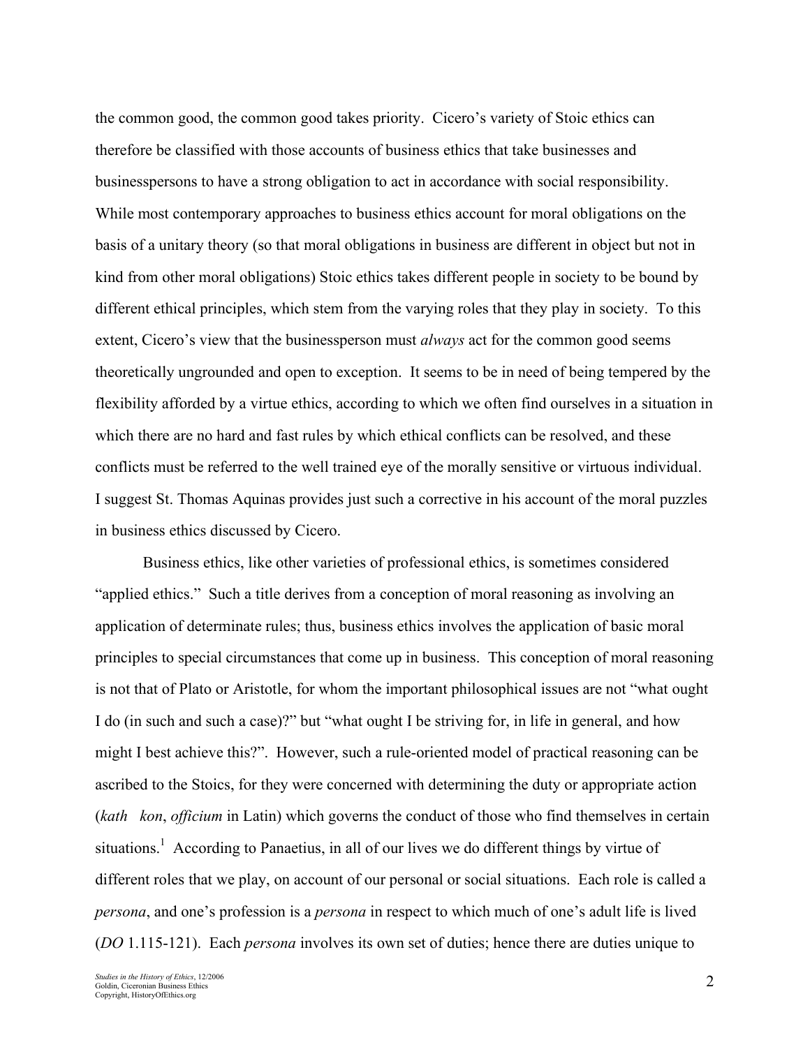the common good, the common good takes priority. Cicero's variety of Stoic ethics can therefore be classified with those accounts of business ethics that take businesses and businesspersons to have a strong obligation to act in accordance with social responsibility. While most contemporary approaches to business ethics account for moral obligations on the basis of a unitary theory (so that moral obligations in business are different in object but not in kind from other moral obligations) Stoic ethics takes different people in society to be bound by different ethical principles, which stem from the varying roles that they play in society. To this extent, Cicero's view that the businessperson must *always* act for the common good seems theoretically ungrounded and open to exception. It seems to be in need of being tempered by the flexibility afforded by a virtue ethics, according to which we often find ourselves in a situation in which there are no hard and fast rules by which ethical conflicts can be resolved, and these conflicts must be referred to the well trained eye of the morally sensitive or virtuous individual. I suggest St. Thomas Aquinas provides just such a corrective in his account of the moral puzzles in business ethics discussed by Cicero.

Business ethics, like other varieties of professional ethics, is sometimes considered "applied ethics." Such a title derives from a conception of moral reasoning as involving an application of determinate rules; thus, business ethics involves the application of basic moral principles to special circumstances that come up in business. This conception of moral reasoning is not that of Plato or Aristotle, for whom the important philosophical issues are not "what ought I do (in such and such a case)?" but "what ought I be striving for, in life in general, and how might I best achieve this?". However, such a rule-oriented model of practical reasoning can be ascribed to the Stoics, for they were concerned with determining the duty or appropriate action (*kath kon*, *officium* in Latin) which governs the conduct of those who find themselves in certain situations.[1] According to Panaetius, in all of our lives we do different things by virtue of different roles that we play, on account of our personal or social situations. Each role is called a *persona*, and one's profession is a *persona* in respect to which much of one's adult life is lived (*DO* 1.115-121). Each *persona* involves its own set of duties; hence there are duties unique to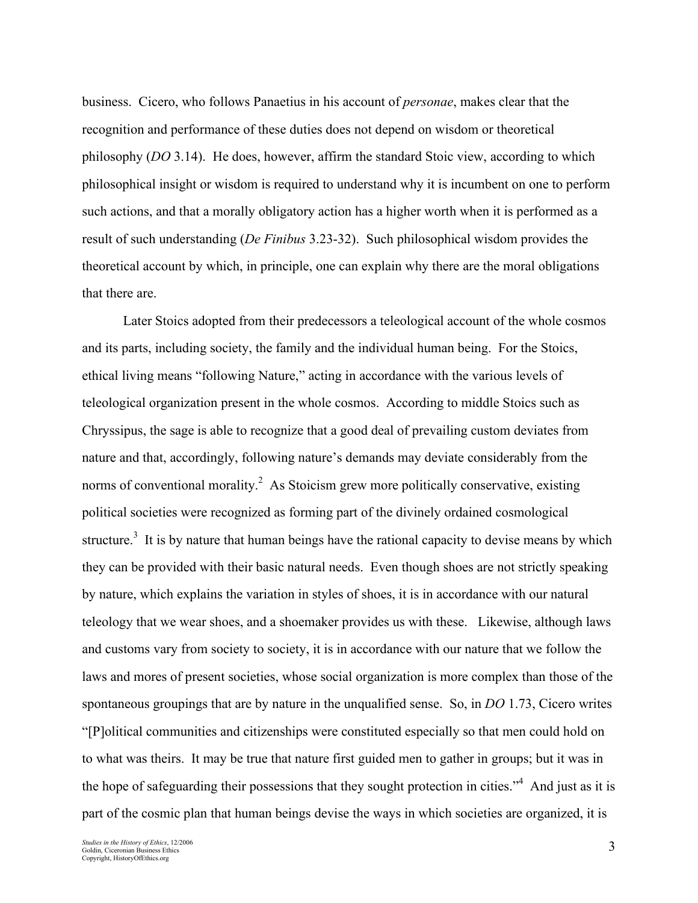business. Cicero, who follows Panaetius in his account of *personae*, makes clear that the recognition and performance of these duties does not depend on wisdom or theoretical philosophy (*DO* 3.14). He does, however, affirm the standard Stoic view, according to which philosophical insight or wisdom is required to understand why it is incumbent on one to perform such actions, and that a morally obligatory action has a higher worth when it is performed as a result of such understanding (*De Finibus* 3.23-32). Such philosophical wisdom provides the theoretical account by which, in principle, one can explain why there are the moral obligations that there are.

Later Stoics adopted from their predecessors a teleological account of the whole cosmos and its parts, including society, the family and the individual human being. For the Stoics, ethical living means "following Nature," acting in accordance with the various levels of teleological organization present in the whole cosmos. According to middle Stoics such as Chryssipus, the sage is able to recognize that a good deal of prevailing custom deviates from nature and that, accordingly, following nature's demands may deviate considerably from the norms of conventional morality.[2] As Stoicism grew more politically conservative, existing political societies were recognized as forming part of the divinely ordained cosmological structure.[3] It is by nature that human beings have the rational capacity to devise means by which they can be provided with their basic natural needs. Even though shoes are not strictly speaking by nature, which explains the variation in styles of shoes, it is in accordance with our natural teleology that we wear shoes, and a shoemaker provides us with these. Likewise, although laws and customs vary from society to society, it is in accordance with our nature that we follow the laws and mores of present societies, whose social organization is more complex than those of the spontaneous groupings that are by nature in the unqualified sense. So, in *DO* 1.73, Cicero writes "[P]olitical communities and citizenships were constituted especially so that men could hold on to what was theirs. It may be true that nature first guided men to gather in groups; but it was in the hope of safeguarding their possessions that they sought protection in cities."[4] And just as it is part of the cosmic plan that human beings devise the ways in which societies are organized, it is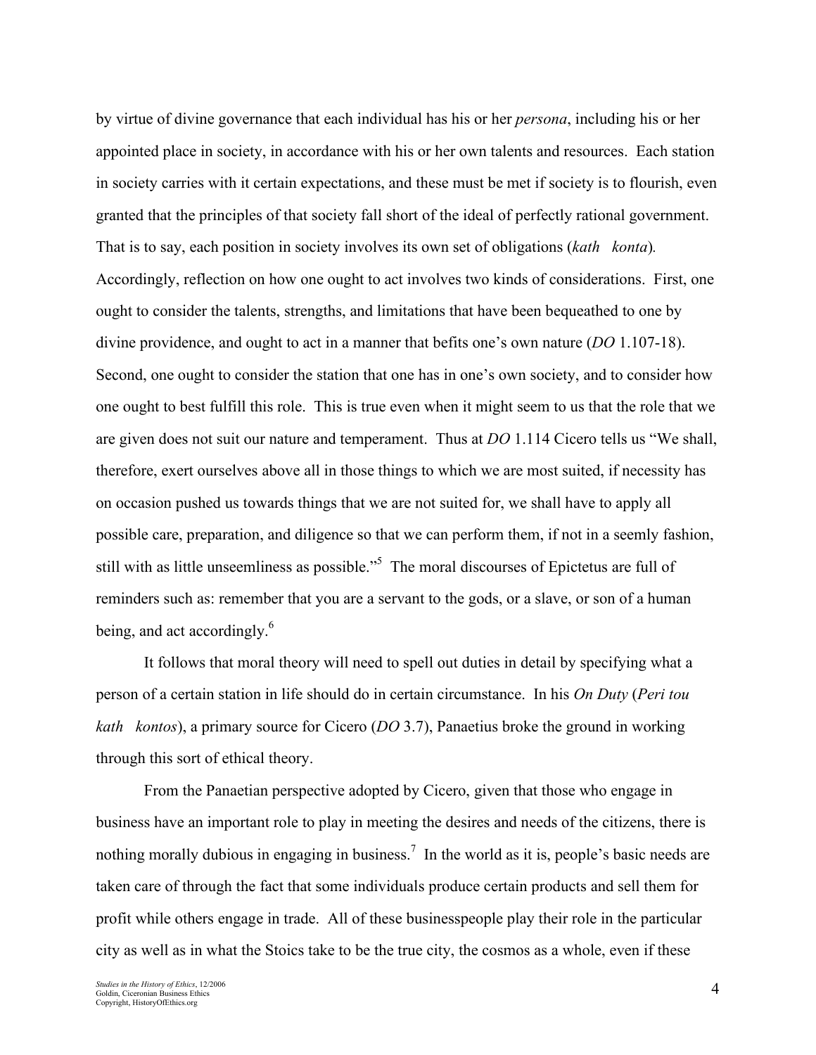by virtue of divine governance that each individual has his or her *persona*, including his or her appointed place in society, in accordance with his or her own talents and resources. Each station in society carries with it certain expectations, and these must be met if society is to flourish, even granted that the principles of that society fall short of the ideal of perfectly rational government. That is to say, each position in society involves its own set of obligations (*kath konta*). Accordingly, reflection on how one ought to act involves two kinds of considerations. First, one ought to consider the talents, strengths, and limitations that have been bequeathed to one by divine providence, and ought to act in a manner that befits one's own nature (*DO* 1.107-18). Second, one ought to consider the station that one has in one's own society, and to consider how one ought to best fulfill this role. This is true even when it might seem to us that the role that we are given does not suit our nature and temperament. Thus at *DO* 1.114 Cicero tells us "We shall, therefore, exert ourselves above all in those things to which we are most suited, if necessity has on occasion pushed us towards things that we are not suited for, we shall have to apply all possible care, preparation, and diligence so that we can perform them, if not in a seemly fashion, still with as little unseemliness as possible."[5] The moral discourses of Epictetus are full of reminders such as: remember that you are a servant to the gods, or a slave, or son of a human being, and act accordingly.[6]

It follows that moral theory will need to spell out duties in detail by specifying what a person of a certain station in life should do in certain circumstance. In his *On Duty* (*Peri tou kath kontos*), a primary source for Cicero (*DO* 3.7), Panaetius broke the ground in working through this sort of ethical theory.

From the Panaetian perspective adopted by Cicero, given that those who engage in business have an important role to play in meeting the desires and needs of the citizens, there is nothing morally dubious in engaging in business.[7] In the world as it is, people's basic needs are taken care of through the fact that some individuals produce certain products and sell them for profit while others engage in trade. All of these businesspeople play their role in the particular city as well as in what the Stoics take to be the true city, the cosmos as a whole, even if these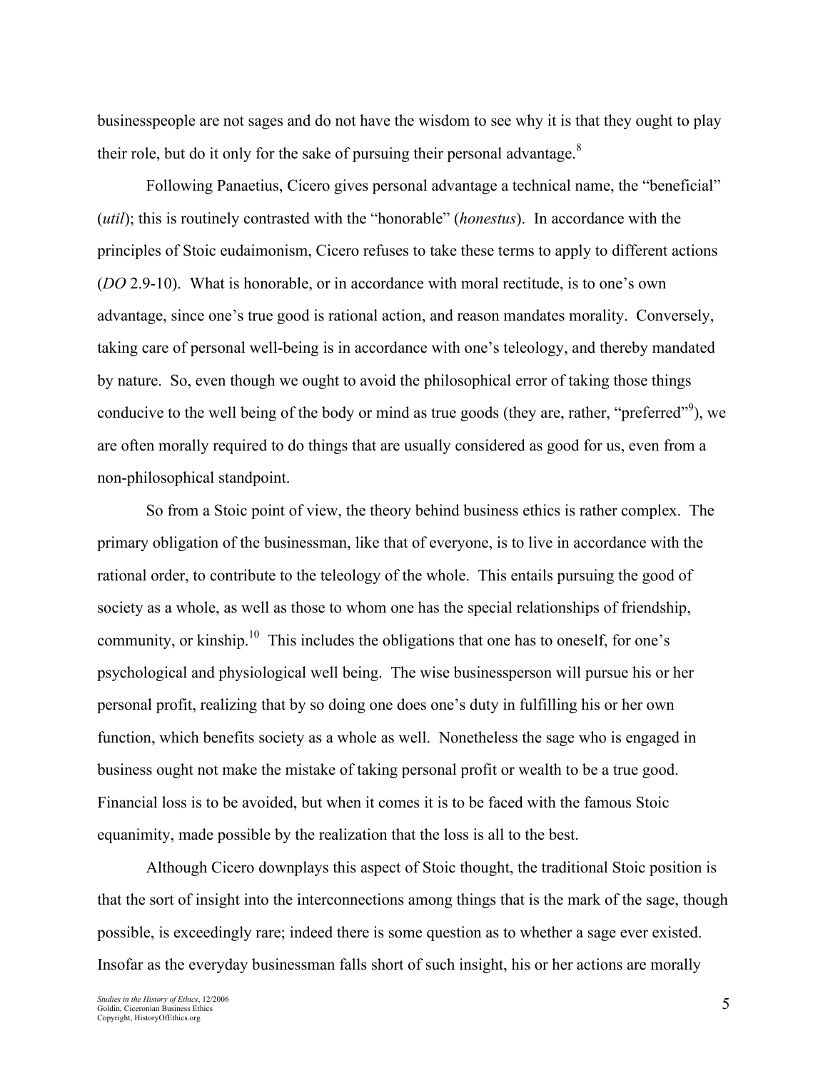businesspeople are not sages and do not have the wisdom to see why it is that they ought to play their role, but do it only for the sake of pursuing their personal advantage.[8]

Following Panaetius, Cicero gives personal advantage a technical name, the "beneficial" (*util*); this is routinely contrasted with the "honorable" (*honestus*). In accordance with the principles of Stoic eudaimonism, Cicero refuses to take these terms to apply to different actions (*DO* 2.9-10). What is honorable, or in accordance with moral rectitude, is to one's own advantage, since one's true good is rational action, and reason mandates morality. Conversely, taking care of personal well-being is in accordance with one's teleology, and thereby mandated by nature. So, even though we ought to avoid the philosophical error of taking those things conducive to the well being of the body or mind as true goods (they are, rather, "preferred"[9]), we are often morally required to do things that are usually considered as good for us, even from a non-philosophical standpoint.

So from a Stoic point of view, the theory behind business ethics is rather complex. The primary obligation of the businessman, like that of everyone, is to live in accordance with the rational order, to contribute to the teleology of the whole. This entails pursuing the good of society as a whole, as well as those to whom one has the special relationships of friendship, community, or kinship.[10] This includes the obligations that one has to oneself, for one's psychological and physiological well being. The wise businessperson will pursue his or her personal profit, realizing that by so doing one does one's duty in fulfilling his or her own function, which benefits society as a whole as well. Nonetheless the sage who is engaged in business ought not make the mistake of taking personal profit or wealth to be a true good. Financial loss is to be avoided, but when it comes it is to be faced with the famous Stoic equanimity, made possible by the realization that the loss is all to the best.

Although Cicero downplays this aspect of Stoic thought, the traditional Stoic position is that the sort of insight into the interconnections among things that is the mark of the sage, though possible, is exceedingly rare; indeed there is some question as to whether a sage ever existed. Insofar as the everyday businessman falls short of such insight, his or her actions are morally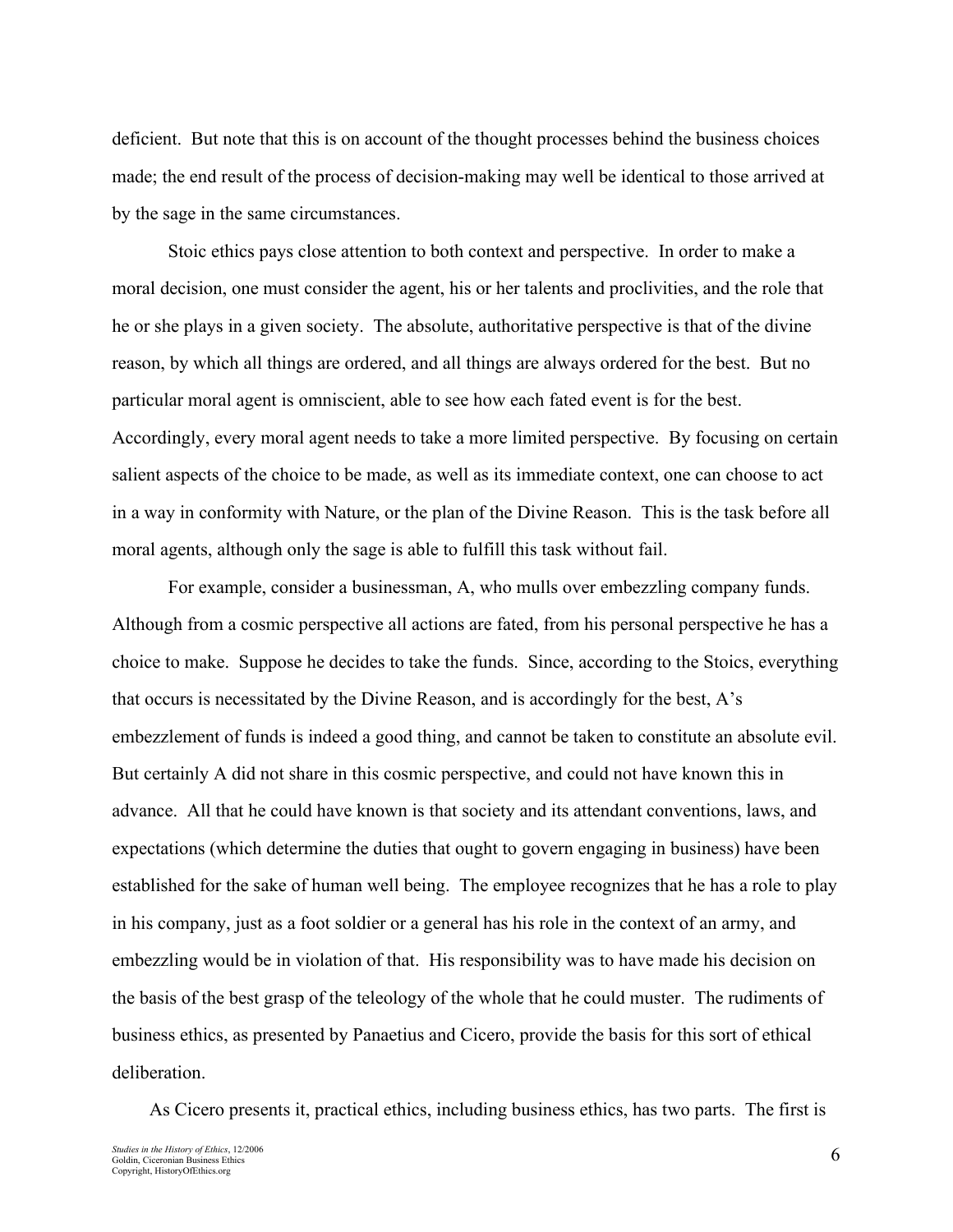deficient. But note that this is on account of the thought processes behind the business choices made; the end result of the process of decision-making may well be identical to those arrived at by the sage in the same circumstances.

Stoic ethics pays close attention to both context and perspective. In order to make a moral decision, one must consider the agent, his or her talents and proclivities, and the role that he or she plays in a given society. The absolute, authoritative perspective is that of the divine reason, by which all things are ordered, and all things are always ordered for the best. But no particular moral agent is omniscient, able to see how each fated event is for the best. Accordingly, every moral agent needs to take a more limited perspective. By focusing on certain salient aspects of the choice to be made, as well as its immediate context, one can choose to act in a way in conformity with Nature, or the plan of the Divine Reason. This is the task before all moral agents, although only the sage is able to fulfill this task without fail.

For example, consider a businessman, A, who mulls over embezzling company funds. Although from a cosmic perspective all actions are fated, from his personal perspective he has a choice to make. Suppose he decides to take the funds. Since, according to the Stoics, everything that occurs is necessitated by the Divine Reason, and is accordingly for the best, A's embezzlement of funds is indeed a good thing, and cannot be taken to constitute an absolute evil. But certainly A did not share in this cosmic perspective, and could not have known this in advance. All that he could have known is that society and its attendant conventions, laws, and expectations (which determine the duties that ought to govern engaging in business) have been established for the sake of human well being. The employee recognizes that he has a role to play in his company, just as a foot soldier or a general has his role in the context of an army, and embezzling would be in violation of that. His responsibility was to have made his decision on the basis of the best grasp of the teleology of the whole that he could muster. The rudiments of business ethics, as presented by Panaetius and Cicero, provide the basis for this sort of ethical deliberation.

As Cicero presents it, practical ethics, including business ethics, has two parts. The first is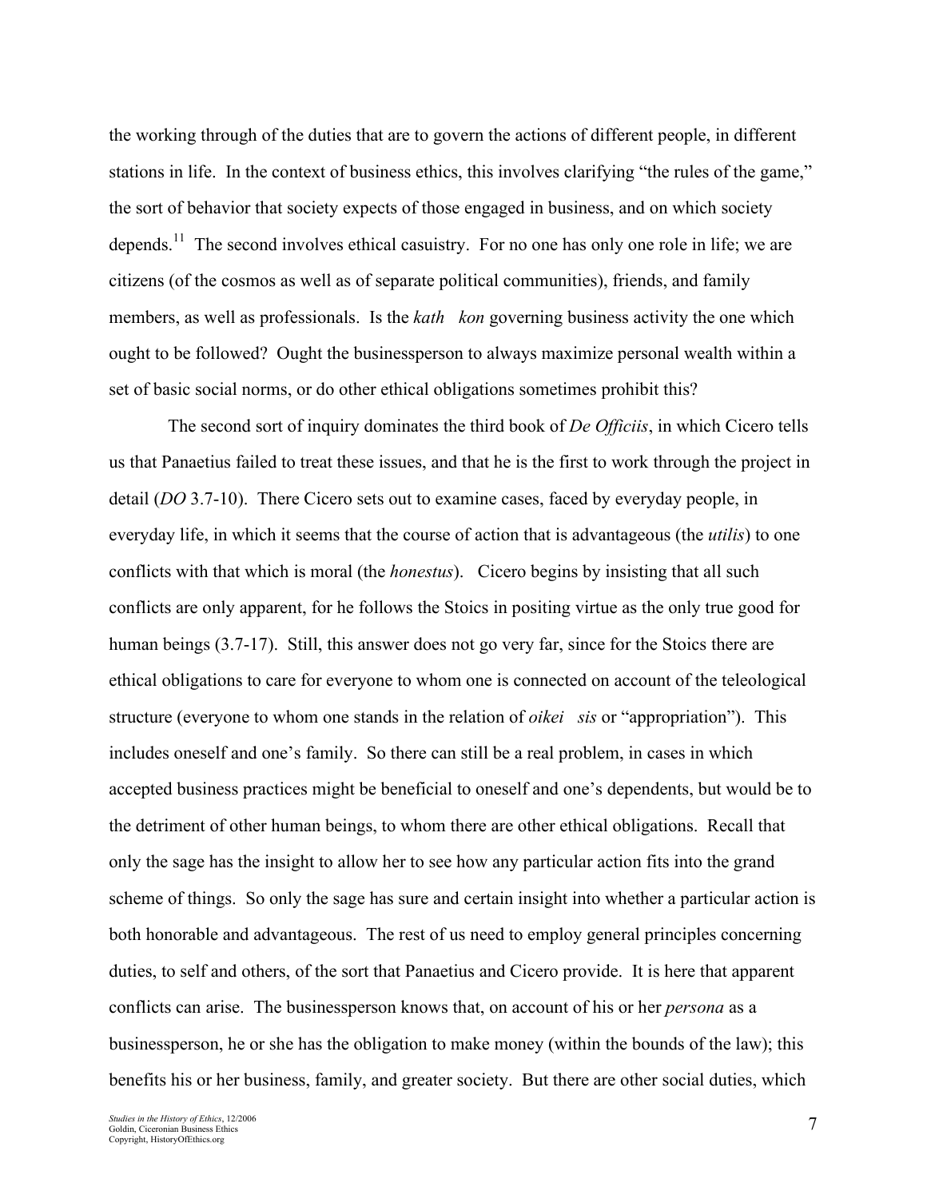the working through of the duties that are to govern the actions of different people, in different stations in life. In the context of business ethics, this involves clarifying "the rules of the game," the sort of behavior that society expects of those engaged in business, and on which society depends.[11] The second involves ethical casuistry. For no one has only one role in life; we are citizens (of the cosmos as well as of separate political communities), friends, and family members, as well as professionals. Is the *kath   kon* governing business activity the one which ought to be followed? Ought the businessperson to always maximize personal wealth within a set of basic social norms, or do other ethical obligations sometimes prohibit this?

The second sort of inquiry dominates the third book of *De Officiis*, in which Cicero tells us that Panaetius failed to treat these issues, and that he is the first to work through the project in detail (*DO* 3.7-10). There Cicero sets out to examine cases, faced by everyday people, in everyday life, in which it seems that the course of action that is advantageous (the *utilis*) to one conflicts with that which is moral (the *honestus*). Cicero begins by insisting that all such conflicts are only apparent, for he follows the Stoics in positing virtue as the only true good for human beings (3.7-17). Still, this answer does not go very far, since for the Stoics there are ethical obligations to care for everyone to whom one is connected on account of the teleological structure (everyone to whom one stands in the relation of *oikei   sis* or "appropriation"). This includes oneself and one's family. So there can still be a real problem, in cases in which accepted business practices might be beneficial to oneself and one's dependents, but would be to the detriment of other human beings, to whom there are other ethical obligations. Recall that only the sage has the insight to allow her to see how any particular action fits into the grand scheme of things. So only the sage has sure and certain insight into whether a particular action is both honorable and advantageous. The rest of us need to employ general principles concerning duties, to self and others, of the sort that Panaetius and Cicero provide. It is here that apparent conflicts can arise. The businessperson knows that, on account of his or her *persona* as a businessperson, he or she has the obligation to make money (within the bounds of the law); this benefits his or her business, family, and greater society. But there are other social duties, which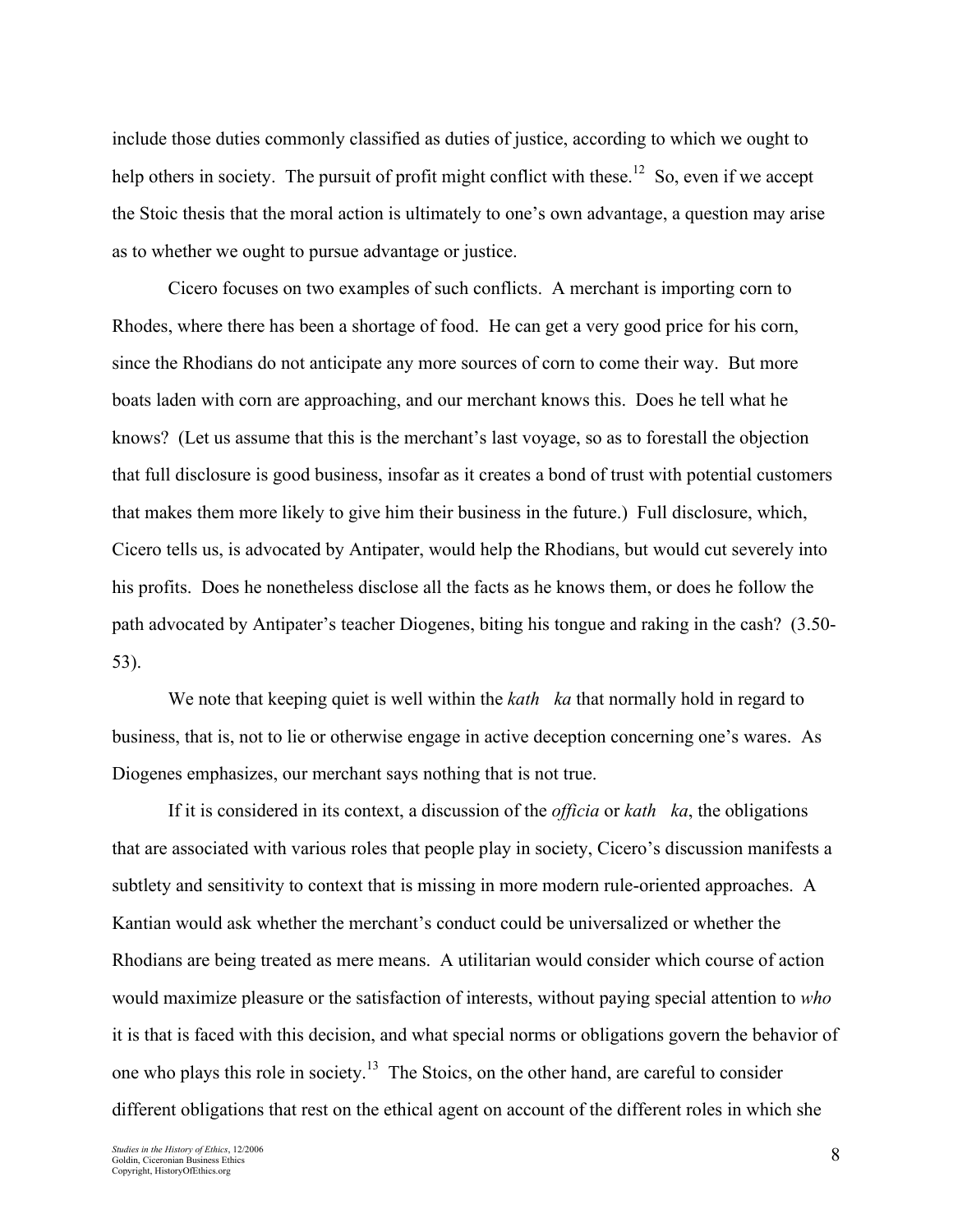include those duties commonly classified as duties of justice, according to which we ought to help others in society. The pursuit of profit might conflict with these.[12] So, even if we accept the Stoic thesis that the moral action is ultimately to one's own advantage, a question may arise as to whether we ought to pursue advantage or justice.

Cicero focuses on two examples of such conflicts. A merchant is importing corn to Rhodes, where there has been a shortage of food. He can get a very good price for his corn, since the Rhodians do not anticipate any more sources of corn to come their way. But more boats laden with corn are approaching, and our merchant knows this. Does he tell what he knows? (Let us assume that this is the merchant's last voyage, so as to forestall the objection that full disclosure is good business, insofar as it creates a bond of trust with potential customers that makes them more likely to give him their business in the future.) Full disclosure, which, Cicero tells us, is advocated by Antipater, would help the Rhodians, but would cut severely into his profits. Does he nonetheless disclose all the facts as he knows them, or does he follow the path advocated by Antipater's teacher Diogenes, biting his tongue and raking in the cash? (3.50-53).

We note that keeping quiet is well within the *kath ka* that normally hold in regard to business, that is, not to lie or otherwise engage in active deception concerning one's wares. As Diogenes emphasizes, our merchant says nothing that is not true.

If it is considered in its context, a discussion of the *officia* or *kath ka*, the obligations that are associated with various roles that people play in society, Cicero's discussion manifests a subtlety and sensitivity to context that is missing in more modern rule-oriented approaches. A Kantian would ask whether the merchant's conduct could be universalized or whether the Rhodians are being treated as mere means. A utilitarian would consider which course of action would maximize pleasure or the satisfaction of interests, without paying special attention to *who* it is that is faced with this decision, and what special norms or obligations govern the behavior of one who plays this role in society.[13] The Stoics, on the other hand, are careful to consider different obligations that rest on the ethical agent on account of the different roles in which she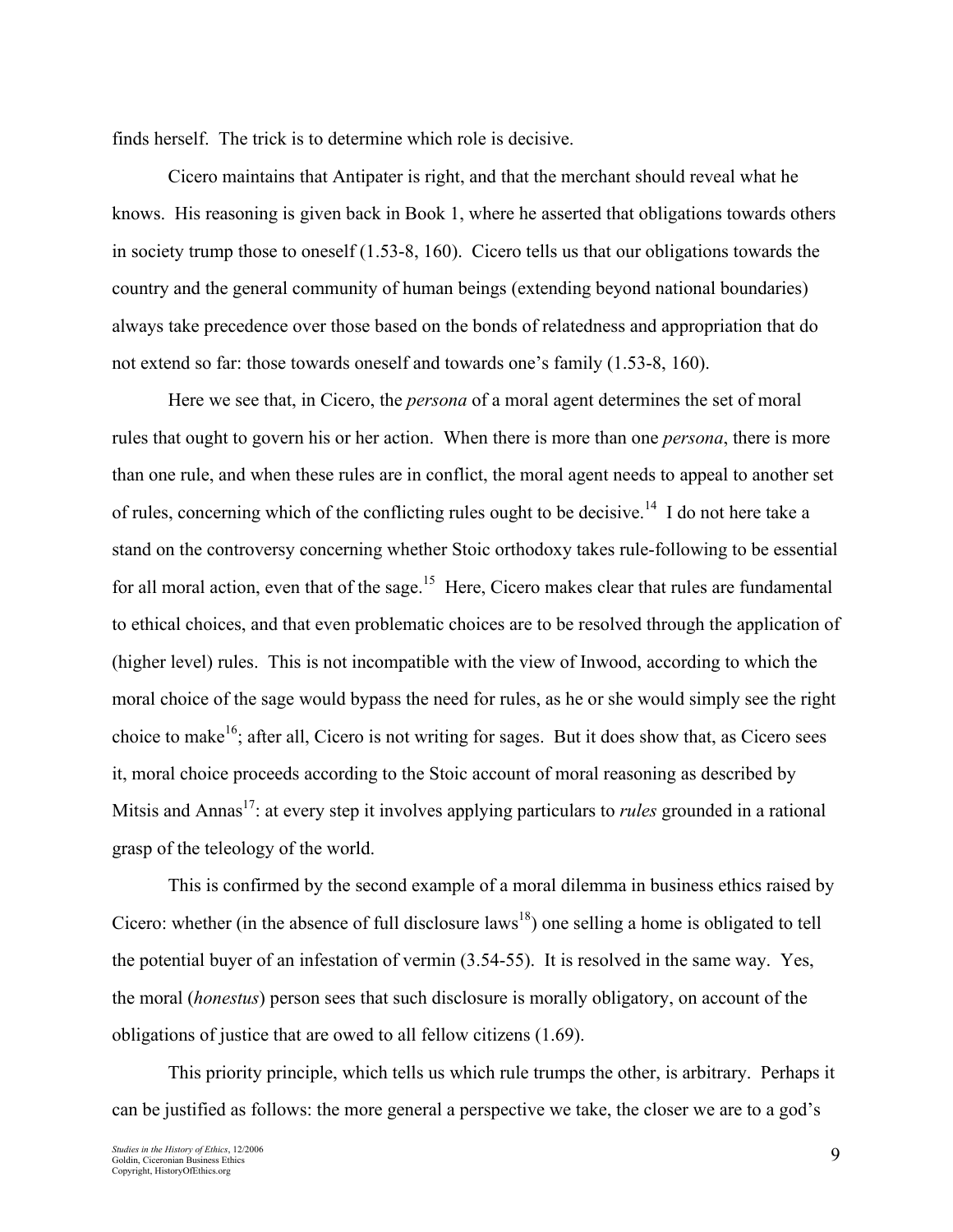finds herself. The trick is to determine which role is decisive.

Cicero maintains that Antipater is right, and that the merchant should reveal what he knows. His reasoning is given back in Book 1, where he asserted that obligations towards others in society trump those to oneself (1.53-8, 160). Cicero tells us that our obligations towards the country and the general community of human beings (extending beyond national boundaries) always take precedence over those based on the bonds of relatedness and appropriation that do not extend so far: those towards oneself and towards one's family (1.53-8, 160).

Here we see that, in Cicero, the *persona* of a moral agent determines the set of moral rules that ought to govern his or her action. When there is more than one *persona*, there is more than one rule, and when these rules are in conflict, the moral agent needs to appeal to another set of rules, concerning which of the conflicting rules ought to be decisive.[14] I do not here take a stand on the controversy concerning whether Stoic orthodoxy takes rule-following to be essential for all moral action, even that of the sage.[15] Here, Cicero makes clear that rules are fundamental to ethical choices, and that even problematic choices are to be resolved through the application of (higher level) rules. This is not incompatible with the view of Inwood, according to which the moral choice of the sage would bypass the need for rules, as he or she would simply see the right choice to make[16]; after all, Cicero is not writing for sages. But it does show that, as Cicero sees it, moral choice proceeds according to the Stoic account of moral reasoning as described by Mitsis and Annas[17]: at every step it involves applying particulars to *rules* grounded in a rational grasp of the teleology of the world.

This is confirmed by the second example of a moral dilemma in business ethics raised by Cicero: whether (in the absence of full disclosure laws[18]) one selling a home is obligated to tell the potential buyer of an infestation of vermin (3.54-55). It is resolved in the same way. Yes, the moral (*honestus*) person sees that such disclosure is morally obligatory, on account of the obligations of justice that are owed to all fellow citizens (1.69).

This priority principle, which tells us which rule trumps the other, is arbitrary. Perhaps it can be justified as follows: the more general a perspective we take, the closer we are to a god's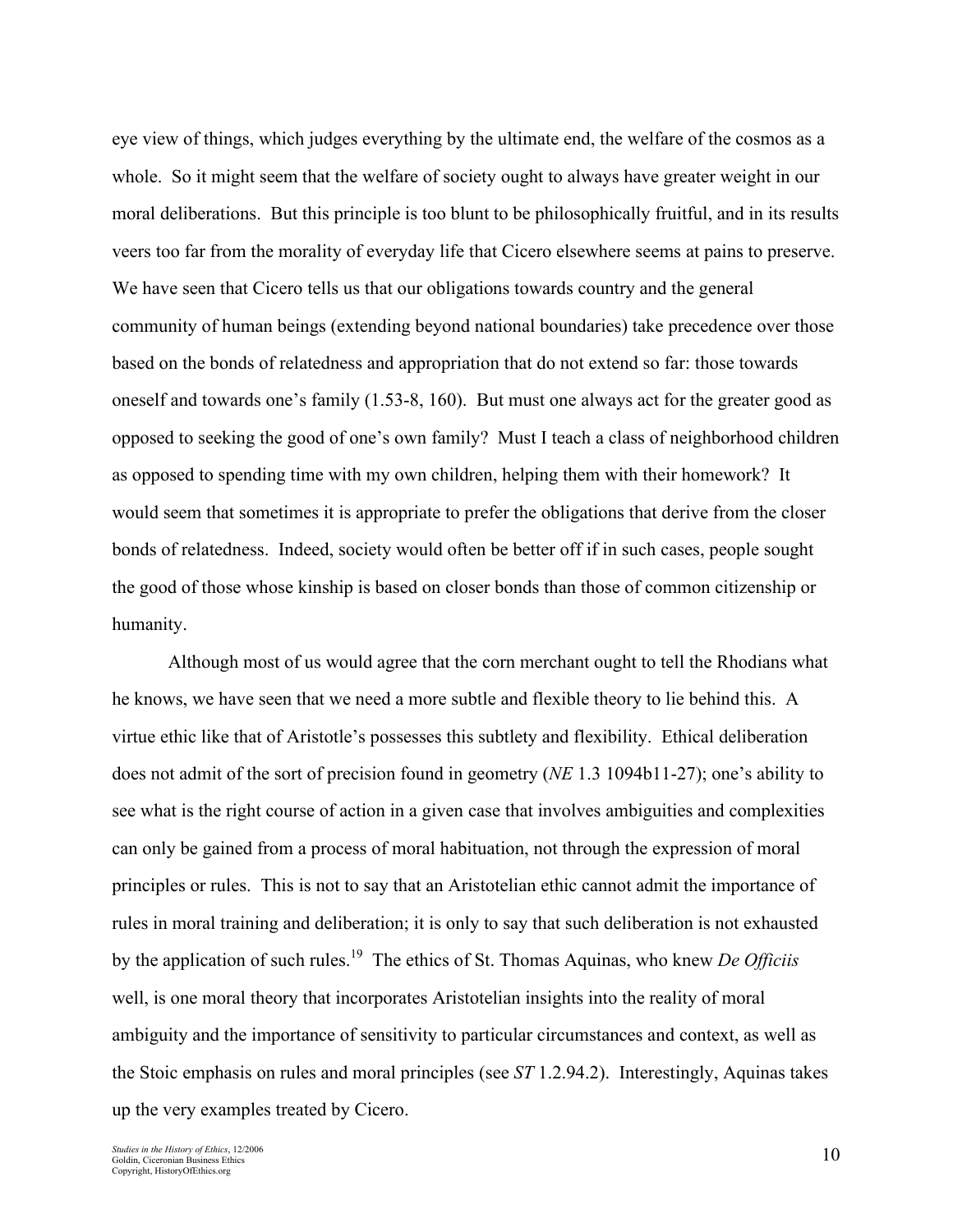eye view of things, which judges everything by the ultimate end, the welfare of the cosmos as a whole. So it might seem that the welfare of society ought to always have greater weight in our moral deliberations. But this principle is too blunt to be philosophically fruitful, and in its results veers too far from the morality of everyday life that Cicero elsewhere seems at pains to preserve. We have seen that Cicero tells us that our obligations towards country and the general community of human beings (extending beyond national boundaries) take precedence over those based on the bonds of relatedness and appropriation that do not extend so far: those towards oneself and towards one's family (1.53-8, 160). But must one always act for the greater good as opposed to seeking the good of one's own family? Must I teach a class of neighborhood children as opposed to spending time with my own children, helping them with their homework? It would seem that sometimes it is appropriate to prefer the obligations that derive from the closer bonds of relatedness. Indeed, society would often be better off if in such cases, people sought the good of those whose kinship is based on closer bonds than those of common citizenship or humanity.

Although most of us would agree that the corn merchant ought to tell the Rhodians what he knows, we have seen that we need a more subtle and flexible theory to lie behind this. A virtue ethic like that of Aristotle's possesses this subtlety and flexibility. Ethical deliberation does not admit of the sort of precision found in geometry (*NE* 1.3 1094b11-27); one's ability to see what is the right course of action in a given case that involves ambiguities and complexities can only be gained from a process of moral habituation, not through the expression of moral principles or rules. This is not to say that an Aristotelian ethic cannot admit the importance of rules in moral training and deliberation; it is only to say that such deliberation is not exhausted by the application of such rules.[19] The ethics of St. Thomas Aquinas, who knew *De Officiis* well, is one moral theory that incorporates Aristotelian insights into the reality of moral ambiguity and the importance of sensitivity to particular circumstances and context, as well as the Stoic emphasis on rules and moral principles (see *ST* 1.2.94.2). Interestingly, Aquinas takes up the very examples treated by Cicero.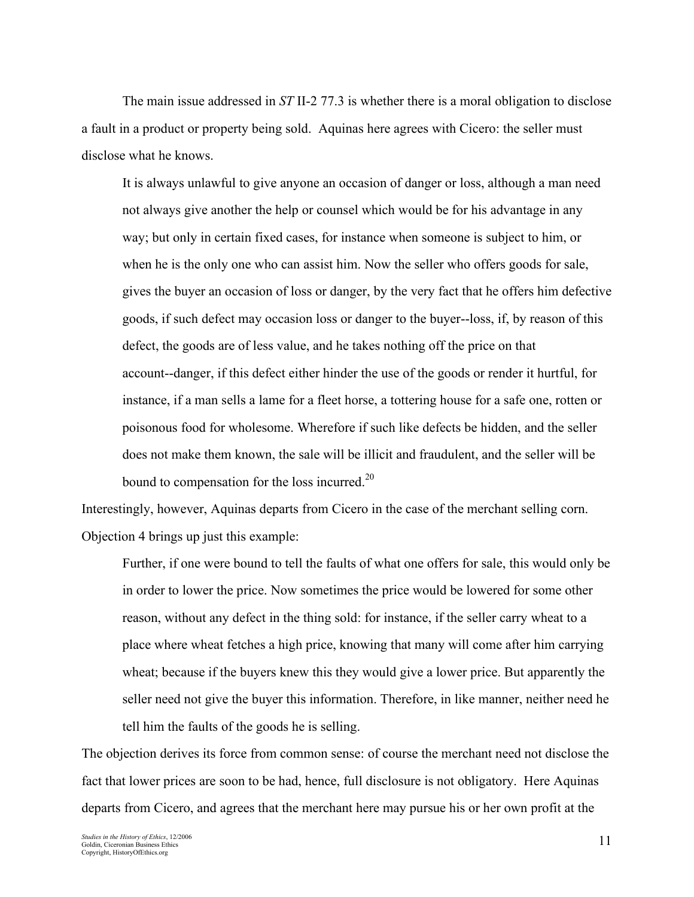The main issue addressed in *ST* II-2 77.3 is whether there is a moral obligation to disclose a fault in a product or property being sold. Aquinas here agrees with Cicero: the seller must disclose what he knows.

> It is always unlawful to give anyone an occasion of danger or loss, although a man need not always give another the help or counsel which would be for his advantage in any way; but only in certain fixed cases, for instance when someone is subject to him, or when he is the only one who can assist him. Now the seller who offers goods for sale, gives the buyer an occasion of loss or danger, by the very fact that he offers him defective goods, if such defect may occasion loss or danger to the buyer--loss, if, by reason of this defect, the goods are of less value, and he takes nothing off the price on that account--danger, if this defect either hinder the use of the goods or render it hurtful, for instance, if a man sells a lame for a fleet horse, a tottering house for a safe one, rotten or poisonous food for wholesome. Wherefore if such like defects be hidden, and the seller does not make them known, the sale will be illicit and fraudulent, and the seller will be bound to compensation for the loss incurred.[20]

Interestingly, however, Aquinas departs from Cicero in the case of the merchant selling corn. Objection 4 brings up just this example:

> Further, if one were bound to tell the faults of what one offers for sale, this would only be in order to lower the price. Now sometimes the price would be lowered for some other reason, without any defect in the thing sold: for instance, if the seller carry wheat to a place where wheat fetches a high price, knowing that many will come after him carrying wheat; because if the buyers knew this they would give a lower price. But apparently the seller need not give the buyer this information. Therefore, in like manner, neither need he tell him the faults of the goods he is selling.

The objection derives its force from common sense: of course the merchant need not disclose the fact that lower prices are soon to be had, hence, full disclosure is not obligatory. Here Aquinas departs from Cicero, and agrees that the merchant here may pursue his or her own profit at the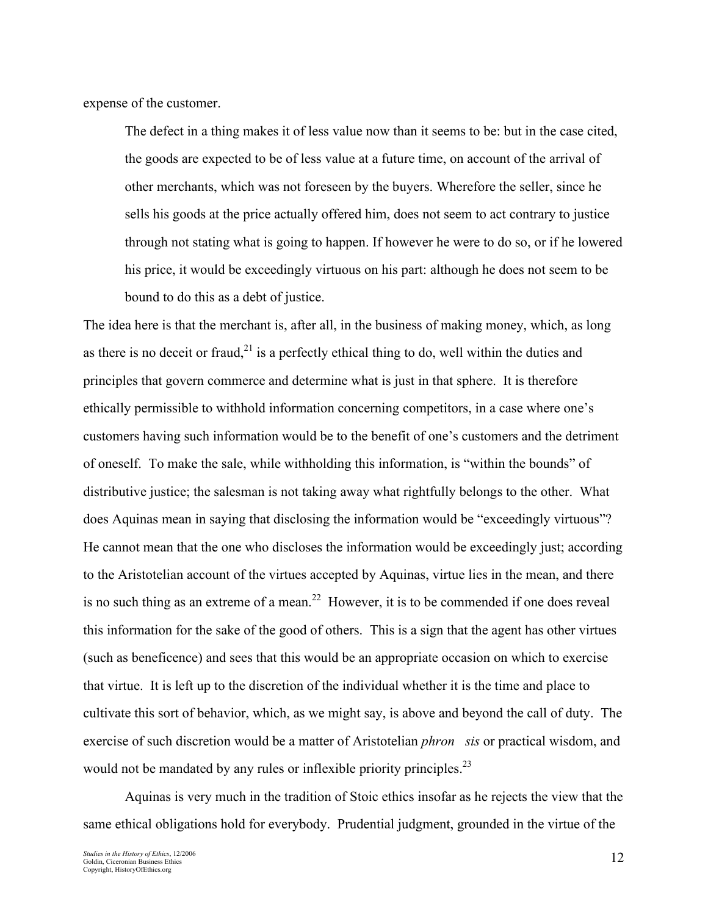expense of the customer.

> The defect in a thing makes it of less value now than it seems to be: but in the case cited, the goods are expected to be of less value at a future time, on account of the arrival of other merchants, which was not foreseen by the buyers. Wherefore the seller, since he sells his goods at the price actually offered him, does not seem to act contrary to justice through not stating what is going to happen. If however he were to do so, or if he lowered his price, it would be exceedingly virtuous on his part: although he does not seem to be bound to do this as a debt of justice.

The idea here is that the merchant is, after all, in the business of making money, which, as long as there is no deceit or fraud,[21] is a perfectly ethical thing to do, well within the duties and principles that govern commerce and determine what is just in that sphere. It is therefore ethically permissible to withhold information concerning competitors, in a case where one's customers having such information would be to the benefit of one's customers and the detriment of oneself. To make the sale, while withholding this information, is "within the bounds" of distributive justice; the salesman is not taking away what rightfully belongs to the other. What does Aquinas mean in saying that disclosing the information would be "exceedingly virtuous"? He cannot mean that the one who discloses the information would be exceedingly just; according to the Aristotelian account of the virtues accepted by Aquinas, virtue lies in the mean, and there is no such thing as an extreme of a mean.[22] However, it is to be commended if one does reveal this information for the sake of the good of others. This is a sign that the agent has other virtues (such as beneficence) and sees that this would be an appropriate occasion on which to exercise that virtue. It is left up to the discretion of the individual whether it is the time and place to cultivate this sort of behavior, which, as we might say, is above and beyond the call of duty. The exercise of such discretion would be a matter of Aristotelian *phronēsis* or practical wisdom, and would not be mandated by any rules or inflexible priority principles.[23]

Aquinas is very much in the tradition of Stoic ethics insofar as he rejects the view that the same ethical obligations hold for everybody. Prudential judgment, grounded in the virtue of the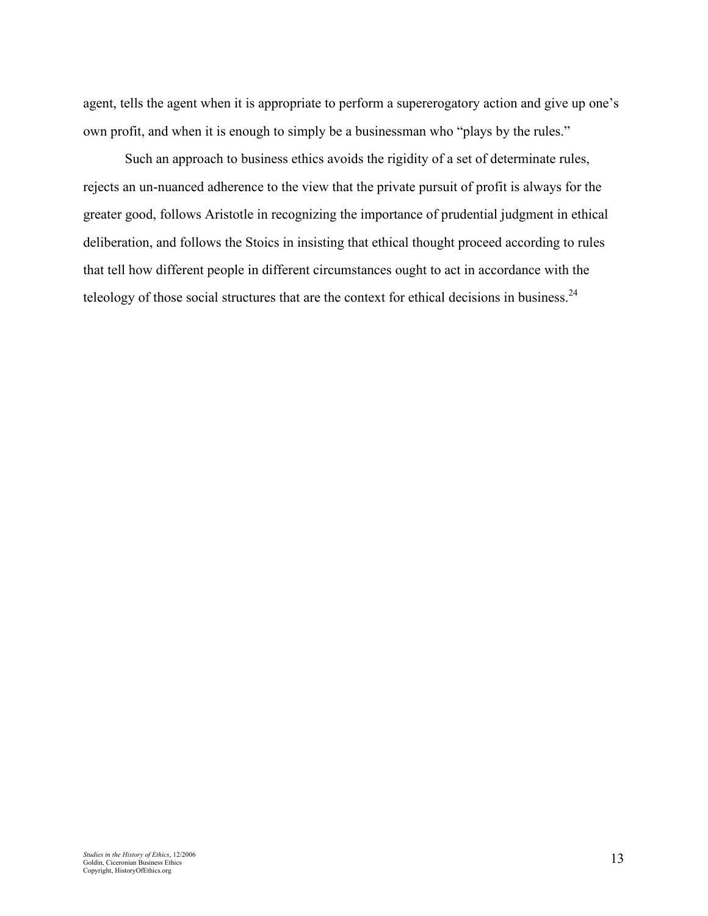agent, tells the agent when it is appropriate to perform a supererogatory action and give up one's own profit, and when it is enough to simply be a businessman who "plays by the rules."

Such an approach to business ethics avoids the rigidity of a set of determinate rules, rejects an un-nuanced adherence to the view that the private pursuit of profit is always for the greater good, follows Aristotle in recognizing the importance of prudential judgment in ethical deliberation, and follows the Stoics in insisting that ethical thought proceed according to rules that tell how different people in different circumstances ought to act in accordance with the teleology of those social structures that are the context for ethical decisions in business.[24]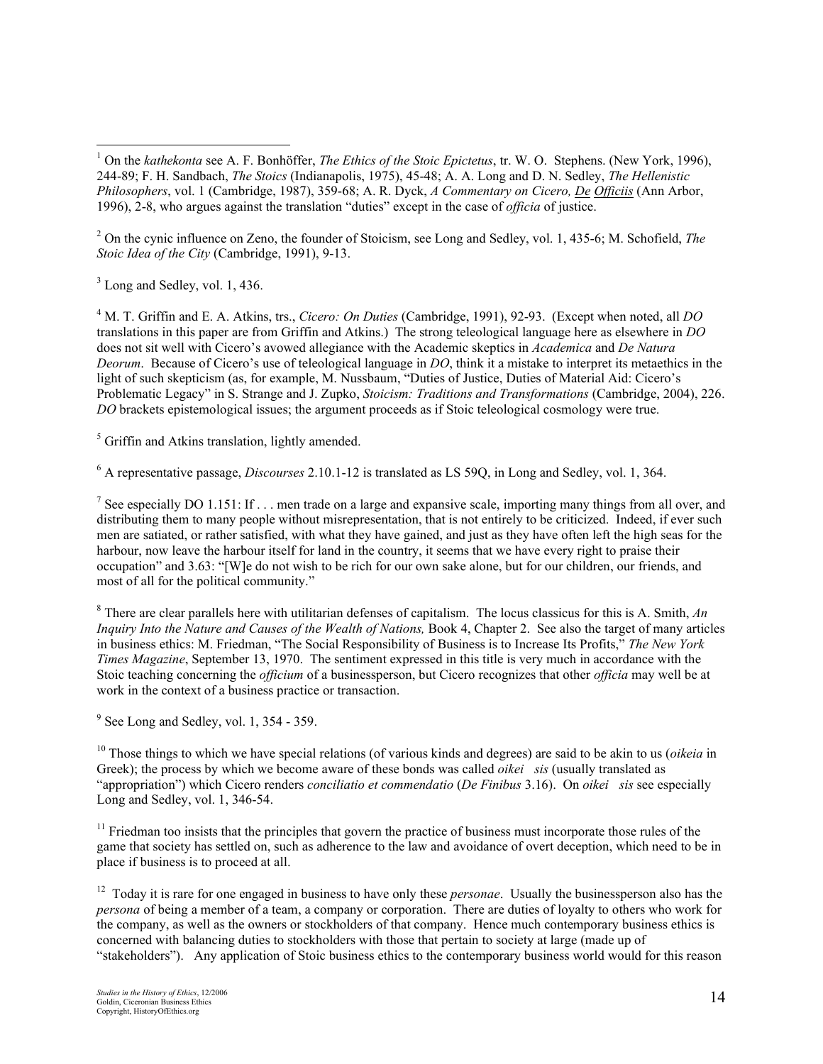[1] On the *kathekonta* see A. F. Bonhöffer, *The Ethics of the Stoic Epictetus*, tr. W. O. Stephens. (New York, 1996), 244-89; F. H. Sandbach, *The Stoics* (Indianapolis, 1975), 45-48; A. A. Long and D. N. Sedley, *The Hellenistic Philosophers*, vol. 1 (Cambridge, 1987), 359-68; A. R. Dyck, *A Commentary on Cicero, De Officiis* (Ann Arbor, 1996), 2-8, who argues against the translation "duties" except in the case of *officia* of justice.

[2] On the cynic influence on Zeno, the founder of Stoicism, see Long and Sedley, vol. 1, 435-6; M. Schofield, *The Stoic Idea of the City* (Cambridge, 1991), 9-13.

[3] Long and Sedley, vol. 1, 436.

[4] M. T. Griffin and E. A. Atkins, trs., *Cicero: On Duties* (Cambridge, 1991), 92-93. (Except when noted, all *DO* translations in this paper are from Griffin and Atkins.) The strong teleological language here as elsewhere in *DO* does not sit well with Cicero's avowed allegiance with the Academic skeptics in *Academica* and *De Natura Deorum*. Because of Cicero's use of teleological language in *DO*, think it a mistake to interpret its metaethics in the light of such skepticism (as, for example, M. Nussbaum, "Duties of Justice, Duties of Material Aid: Cicero's Problematic Legacy" in S. Strange and J. Zupko, *Stoicism: Traditions and Transformations* (Cambridge, 2004), 226. *DO* brackets epistemological issues; the argument proceeds as if Stoic teleological cosmology were true.

[5] Griffin and Atkins translation, lightly amended.

[6] A representative passage, *Discourses* 2.10.1-12 is translated as LS 59Q, in Long and Sedley, vol. 1, 364.

[7] See especially DO 1.151: If . . . men trade on a large and expansive scale, importing many things from all over, and distributing them to many people without misrepresentation, that is not entirely to be criticized. Indeed, if ever such men are satiated, or rather satisfied, with what they have gained, and just as they have often left the high seas for the harbour, now leave the harbour itself for land in the country, it seems that we have every right to praise their occupation" and 3.63: "[W]e do not wish to be rich for our own sake alone, but for our children, our friends, and most of all for the political community."

[8] There are clear parallels here with utilitarian defenses of capitalism. The locus classicus for this is A. Smith, *An Inquiry Into the Nature and Causes of the Wealth of Nations,* Book 4, Chapter 2. See also the target of many articles in business ethics: M. Friedman, "The Social Responsibility of Business is to Increase Its Profits," *The New York Times Magazine*, September 13, 1970. The sentiment expressed in this title is very much in accordance with the Stoic teaching concerning the *officium* of a businessperson, but Cicero recognizes that other *officia* may well be at work in the context of a business practice or transaction.

[9] See Long and Sedley, vol. 1, 354 - 359.

[10] Those things to which we have special relations (of various kinds and degrees) are said to be akin to us (*oikeia* in Greek); the process by which we become aware of these bonds was called *oikei sis* (usually translated as "appropriation") which Cicero renders *conciliatio et commendatio* (*De Finibus* 3.16). On *oikei sis* see especially Long and Sedley, vol. 1, 346-54.

[11] Friedman too insists that the principles that govern the practice of business must incorporate those rules of the game that society has settled on, such as adherence to the law and avoidance of overt deception, which need to be in place if business is to proceed at all.

[12] Today it is rare for one engaged in business to have only these *personae*. Usually the businessperson also has the *persona* of being a member of a team, a company or corporation. There are duties of loyalty to others who work for the company, as well as the owners or stockholders of that company. Hence much contemporary business ethics is concerned with balancing duties to stockholders with those that pertain to society at large (made up of "stakeholders"). Any application of Stoic business ethics to the contemporary business world would for this reason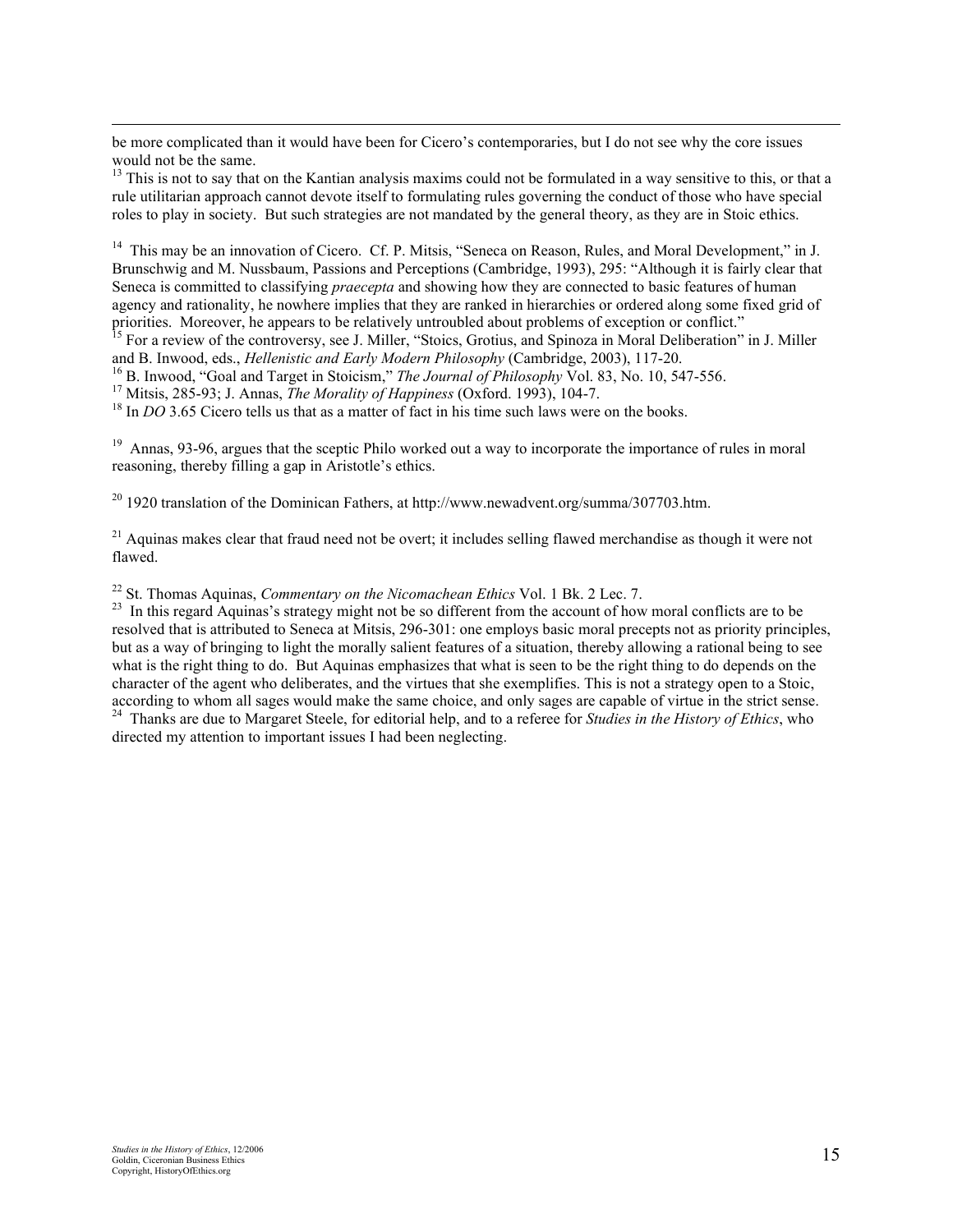be more complicated than it would have been for Cicero's contemporaries, but I do not see why the core issues would not be the same.

[13] This is not to say that on the Kantian analysis maxims could not be formulated in a way sensitive to this, or that a rule utilitarian approach cannot devote itself to formulating rules governing the conduct of those who have special roles to play in society. But such strategies are not mandated by the general theory, as they are in Stoic ethics.

[14] This may be an innovation of Cicero. Cf. P. Mitsis, "Seneca on Reason, Rules, and Moral Development," in J. Brunschwig and M. Nussbaum, Passions and Perceptions (Cambridge, 1993), 295: "Although it is fairly clear that Seneca is committed to classifying *praecepta* and showing how they are connected to basic features of human agency and rationality, he nowhere implies that they are ranked in hierarchies or ordered along some fixed grid of priorities. Moreover, he appears to be relatively untroubled about problems of exception or conflict."

[15] For a review of the controversy, see J. Miller, "Stoics, Grotius, and Spinoza in Moral Deliberation" in J. Miller and B. Inwood, eds., *Hellenistic and Early Modern Philosophy* (Cambridge, 2003), 117-20.

[16] B. Inwood, "Goal and Target in Stoicism," *The Journal of Philosophy* Vol. 83, No. 10, 547-556.

[17] Mitsis, 285-93; J. Annas, *The Morality of Happiness* (Oxford. 1993), 104-7.

[18] In *DO* 3.65 Cicero tells us that as a matter of fact in his time such laws were on the books.

[19] Annas, 93-96, argues that the sceptic Philo worked out a way to incorporate the importance of rules in moral reasoning, thereby filling a gap in Aristotle's ethics.

[20] 1920 translation of the Dominican Fathers, at http://www.newadvent.org/summa/307703.htm.

[21] Aquinas makes clear that fraud need not be overt; it includes selling flawed merchandise as though it were not flawed.

[22] St. Thomas Aquinas, *Commentary on the Nicomachean Ethics* Vol. 1 Bk. 2 Lec. 7.

[23] In this regard Aquinas's strategy might not be so different from the account of how moral conflicts are to be resolved that is attributed to Seneca at Mitsis, 296-301: one employs basic moral precepts not as priority principles, but as a way of bringing to light the morally salient features of a situation, thereby allowing a rational being to see what is the right thing to do. But Aquinas emphasizes that what is seen to be the right thing to do depends on the character of the agent who deliberates, and the virtues that she exemplifies. This is not a strategy open to a Stoic, according to whom all sages would make the same choice, and only sages are capable of virtue in the strict sense.

[24] Thanks are due to Margaret Steele, for editorial help, and to a referee for *Studies in the History of Ethics*, who directed my attention to important issues I had been neglecting.